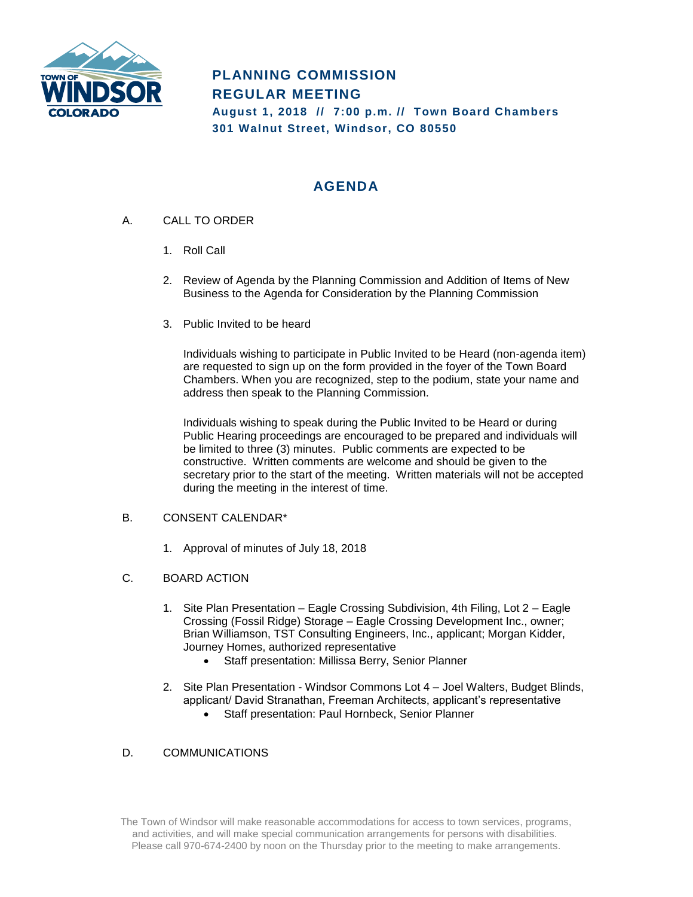# PLANNING COMMISSION
# REGULAR MEETING

**August 1, 2018 // 7:00 p.m. // Town Board Chambers**
**301 Walnut Street, Windsor, CO 80550**

## AGENDA

A. CALL TO ORDER

1. Roll Call

2. Review of Agenda by the Planning Commission and Addition of Items of New Business to the Agenda for Consideration by the Planning Commission

3. Public Invited to be heard

   Individuals wishing to participate in Public Invited to be Heard (non-agenda item) are requested to sign up on the form provided in the foyer of the Town Board Chambers. When you are recognized, step to the podium, state your name and address then speak to the Planning Commission.

   Individuals wishing to speak during the Public Invited to be Heard or during Public Hearing proceedings are encouraged to be prepared and individuals will be limited to three (3) minutes. Public comments are expected to be constructive. Written comments are welcome and should be given to the secretary prior to the start of the meeting. Written materials will not be accepted during the meeting in the interest of time.

B. CONSENT CALENDAR*

1. Approval of minutes of July 18, 2018

C. BOARD ACTION

1. Site Plan Presentation – Eagle Crossing Subdivision, 4th Filing, Lot 2 – Eagle Crossing (Fossil Ridge) Storage – Eagle Crossing Development Inc., owner; Brian Williamson, TST Consulting Engineers, Inc., applicant; Morgan Kidder, Journey Homes, authorized representative
   - Staff presentation: Millissa Berry, Senior Planner

2. Site Plan Presentation - Windsor Commons Lot 4 – Joel Walters, Budget Blinds, applicant/ David Stranathan, Freeman Architects, applicant's representative
   - Staff presentation: Paul Hornbeck, Senior Planner

D. COMMUNICATIONS

The Town of Windsor will make reasonable accommodations for access to town services, programs, and activities, and will make special communication arrangements for persons with disabilities. Please call 970-674-2400 by noon on the Thursday prior to the meeting to make arrangements.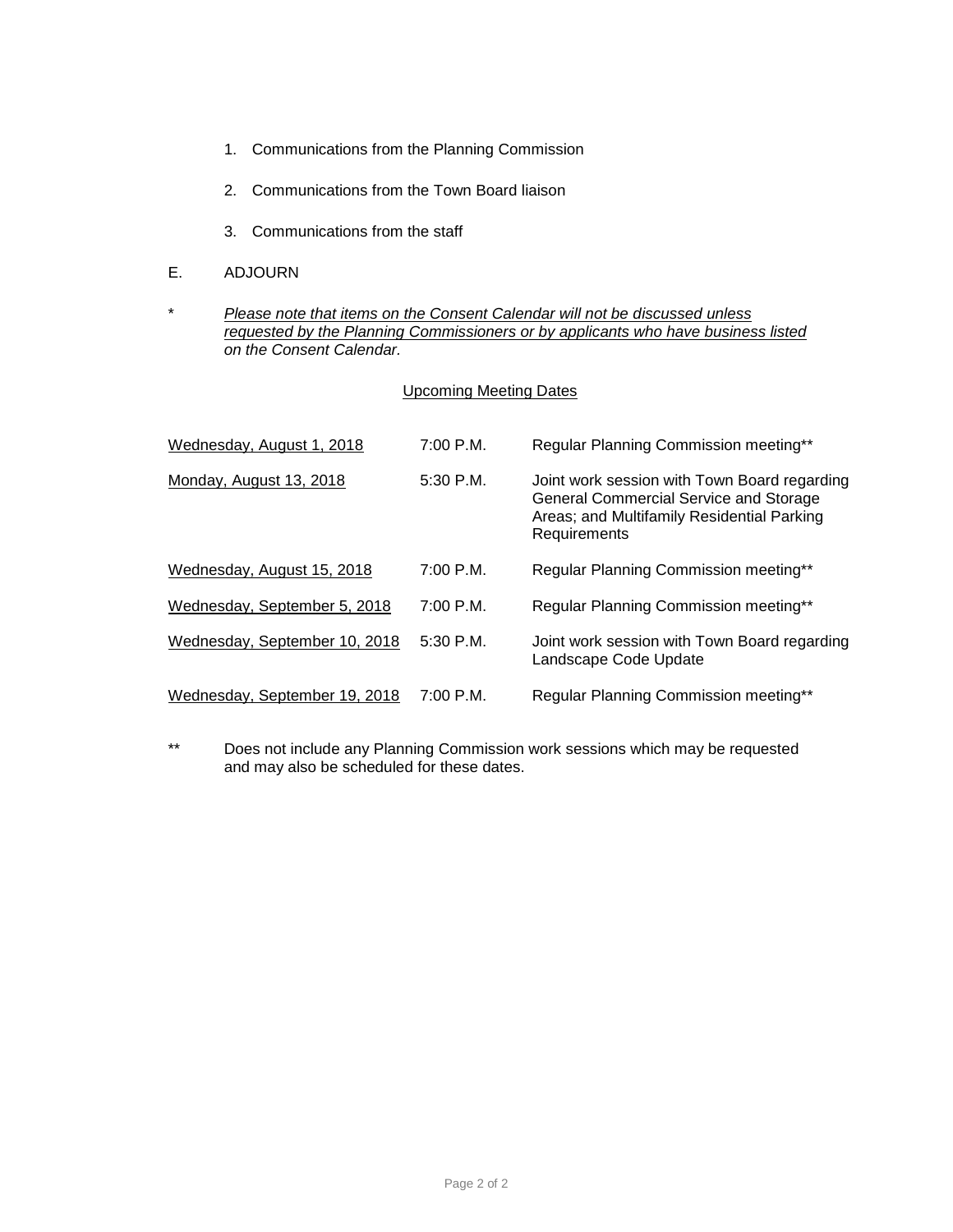1. Communications from the Planning Commission

2. Communications from the Town Board liaison

3. Communications from the staff

E. ADJOURN

\* *Please note that items on the Consent Calendar will not be discussed unless requested by the Planning Commissioners or by applicants who have business listed on the Consent Calendar.*

Upcoming Meeting Dates

| | | |
|---|---|---|
| Wednesday, August 1, 2018 | 7:00 P.M. | Regular Planning Commission meeting** |
| Monday, August 13, 2018 | 5:30 P.M. | Joint work session with Town Board regarding General Commercial Service and Storage Areas; and Multifamily Residential Parking Requirements |
| Wednesday, August 15, 2018 | 7:00 P.M. | Regular Planning Commission meeting** |
| Wednesday, September 5, 2018 | 7:00 P.M. | Regular Planning Commission meeting** |
| Wednesday, September 10, 2018 | 5:30 P.M. | Joint work session with Town Board regarding Landscape Code Update |
| Wednesday, September 19, 2018 | 7:00 P.M. | Regular Planning Commission meeting** |

** Does not include any Planning Commission work sessions which may be requested and may also be scheduled for these dates.